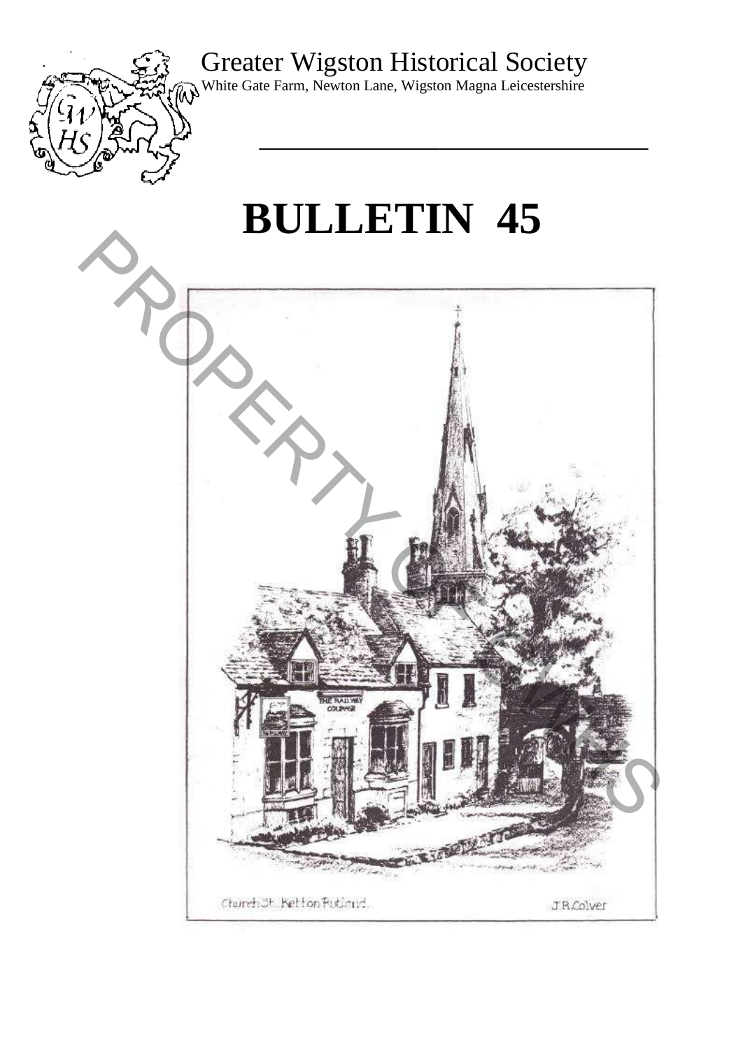Greater Wigston Historical Society

White Gate Farm, Newton Lane, Wigston Magna Leicestershire

# BULLETIN 45

Church St. Ketton Rutland. J.R.Colver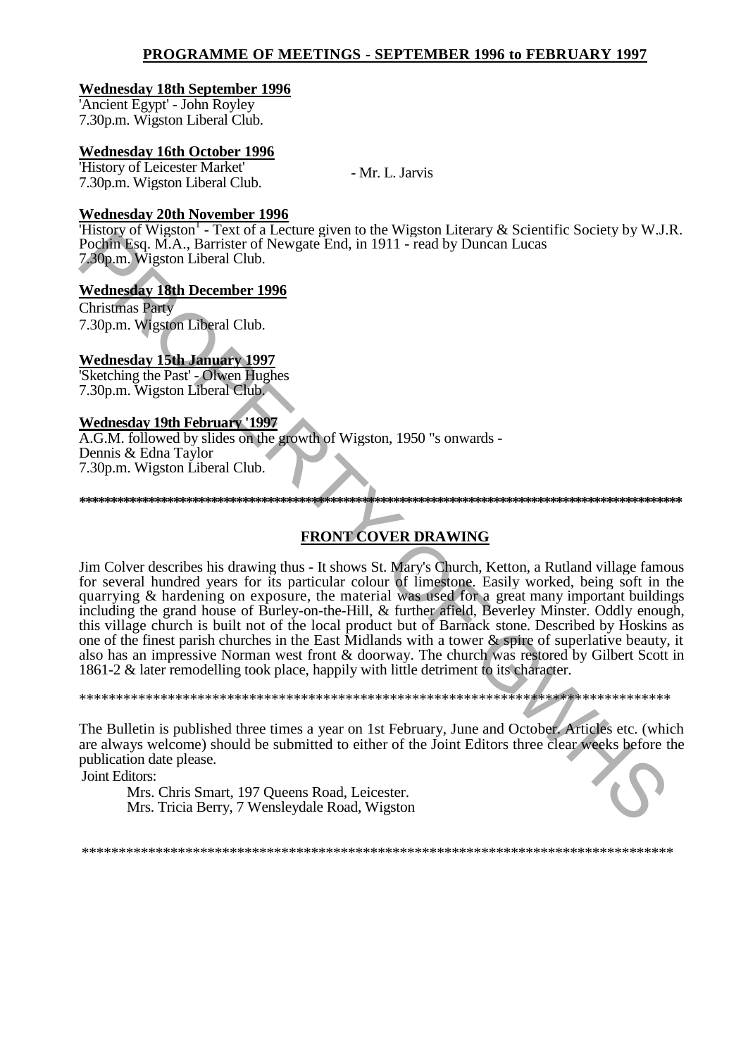## PROGRAMME OF MEETINGS - SEPTEMBER 1996 to FEBRUARY 1997

**Wednesday 18th September 1996**
'Ancient Egypt' - John Royley
7.30p.m. Wigston Liberal Club.

**Wednesday 16th October 1996**
'History of Leicester Market' - Mr. L. Jarvis
7.30p.m. Wigston Liberal Club.

**Wednesday 20th November 1996**
'History of Wigston'[1] - Text of a Lecture given to the Wigston Literary & Scientific Society by W.J.R. Pochin Esq. M.A., Barrister of Newgate End, in 1911 - read by Duncan Lucas
7.30p.m. Wigston Liberal Club.

**Wednesday 18th December 1996**
Christmas Party
7.30p.m. Wigston Liberal Club.

**Wednesday 15th January 1997**
'Sketching the Past' - Olwen Hughes
7.30p.m. Wigston Liberal Club.

**Wednesday 19th February '1997**
A.G.M. followed by slides on the growth of Wigston, 1950 "s onwards - Dennis & Edna Taylor
7.30p.m. Wigston Liberal Club.

*************************************************************************************

## FRONT COVER DRAWING

Jim Colver describes his drawing thus - It shows St. Mary's Church, Ketton, a Rutland village famous for several hundred years for its particular colour of limestone. Easily worked, being soft in the quarrying & hardening on exposure, the material was used for a great many important buildings including the grand house of Burley-on-the-Hill, & further afield, Beverley Minster. Oddly enough, this village church is built not of the local product but of Barnack stone. Described by Hoskins as one of the finest parish churches in the East Midlands with a tower & spire of superlative beauty, it also has an impressive Norman west front & doorway. The church was restored by Gilbert Scott in 1861-2 & later remodelling took place, happily with little detriment to its character.

*************************************************************************************

The Bulletin is published three times a year on 1st February, June and October. Articles etc. (which are always welcome) should be submitted to either of the Joint Editors three clear weeks before the publication date please.

Joint Editors:

Mrs. Chris Smart, 197 Queens Road, Leicester.
Mrs. Tricia Berry, 7 Wensleydale Road, Wigston

*************************************************************************************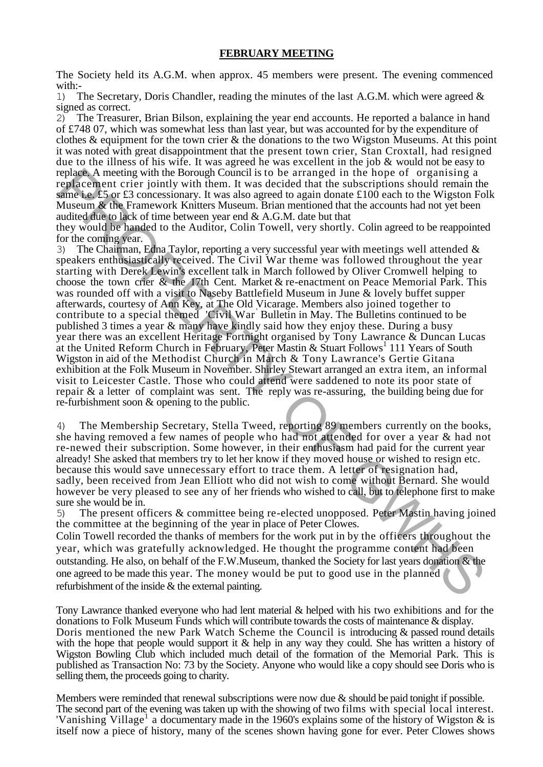## FEBRUARY MEETING

The Society held its A.G.M. when approx. 45 members were present. The evening commenced with:-

1) The Secretary, Doris Chandler, reading the minutes of the last A.G.M. which were agreed & signed as correct.

2) The Treasurer, Brian Bilson, explaining the year end accounts. He reported a balance in hand of £748 07, which was somewhat less than last year, but was accounted for by the expenditure of clothes & equipment for the town crier & the donations to the two Wigston Museums. At this point it was noted with great disappointment that the present town crier, Stan Croxtall, had resigned due to the illness of his wife. It was agreed he was excellent in the job & would not be easy to replace. A meeting with the Borough Council is to be arranged in the hope of organising a replacement crier jointly with them. It was decided that the subscriptions should remain the same i.e. £5 or £3 concessionary. It was also agreed to again donate £100 each to the Wigston Folk Museum & the Framework Knitters Museum. Brian mentioned that the accounts had not yet been audited due to lack of time between year end & A.G.M. date but that they would be handed to the Auditor, Colin Towell, very shortly. Colin agreed to be reappointed for the coming year.

3) The Chairman, Edna Taylor, reporting a very successful year with meetings well attended & speakers enthusiastically received. The Civil War theme was followed throughout the year starting with Derek Lewin's excellent talk in March followed by Oliver Cromwell helping to choose the town crier & the 17th Cent. Market & re-enactment on Peace Memorial Park. This was rounded off with a visit to Naseby Battlefield Museum in June & lovely buffet supper afterwards, courtesy of Ann Key, at The Old Vicarage. Members also joined together to contribute to a special themed 'Civil War' Bulletin in May. The Bulletins continued to be published 3 times a year & many have kindly said how they enjoy these. During a busy year there was an excellent Heritage Fortnight organised by Tony Lawrance & Duncan Lucas at the United Reform Church in February, Peter Mastin & Stuart Follows[1] 111 Years of South Wigston in aid of the Methodist Church in March & Tony Lawrance's Gertie Gitana exhibition at the Folk Museum in November. Shirley Stewart arranged an extra item, an informal visit to Leicester Castle. Those who could attend were saddened to note its poor state of repair & a letter of complaint was sent. The reply was re-assuring, the building being due for re-furbishment soon & opening to the public.

4) The Membership Secretary, Stella Tweed, reporting 89 members currently on the books, she having removed a few names of people who had not attended for over a year & had not re-newed their subscription. Some however, in their enthusiasm had paid for the current year already! She asked that members try to let her know if they moved house or wished to resign etc. because this would save unnecessary effort to trace them. A letter of resignation had, sadly, been received from Jean Elliott who did not wish to come without Bernard. She would however be very pleased to see any of her friends who wished to call, but to telephone first to make sure she would be in.

5) The present officers & committee being re-elected unopposed. Peter Mastin having joined the committee at the beginning of the year in place of Peter Clowes.

Colin Towell recorded the thanks of members for the work put in by the officers throughout the year, which was gratefully acknowledged. He thought the programme content had been outstanding. He also, on behalf of the F.W.Museum, thanked the Society for last years donation & the one agreed to be made this year. The money would be put to good use in the planned refurbishment of the inside & the external painting.

Tony Lawrance thanked everyone who had lent material & helped with his two exhibitions and for the donations to Folk Museum Funds which will contribute towards the costs of maintenance & display. Doris mentioned the new Park Watch Scheme the Council is introducing & passed round details with the hope that people would support it & help in any way they could. She has written a history of Wigston Bowling Club which included much detail of the formation of the Memorial Park. This is published as Transaction No: 73 by the Society. Anyone who would like a copy should see Doris who is selling them, the proceeds going to charity.

Members were reminded that renewal subscriptions were now due & should be paid tonight if possible. The second part of the evening was taken up with the showing of two films with special local interest. 'Vanishing Village'[1] a documentary made in the 1960's explains some of the history of Wigston & is itself now a piece of history, many of the scenes shown having gone for ever. Peter Clowes shows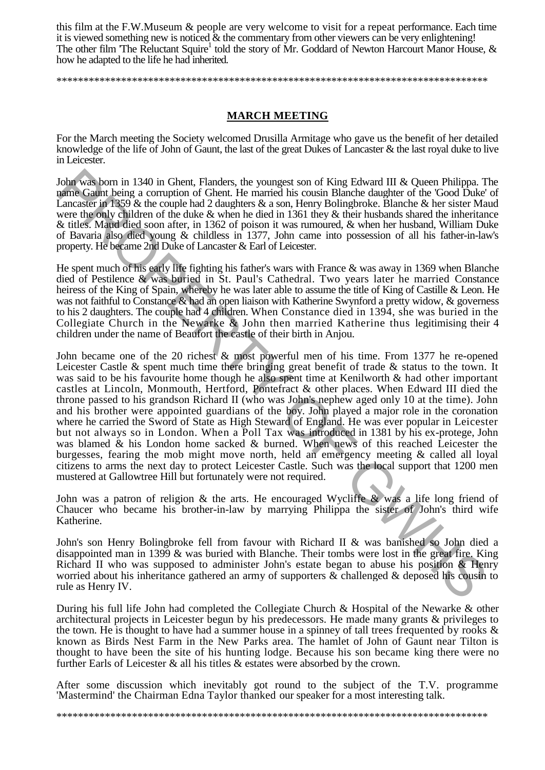this film at the F.W.Museum & people are very welcome to visit for a repeat performance. Each time it is viewed something new is noticed & the commentary from other viewers can be very enlightening! The other film 'The Reluctant Squire[1] told the story of Mr. Goddard of Newton Harcourt Manor House, & how he adapted to the life he had inherited.

\*\*\*\*\*\*\*\*\*\*\*\*\*\*\*\*\*\*\*\*\*\*\*\*\*\*\*\*\*\*\*\*\*\*\*\*\*\*\*\*\*\*\*\*\*\*\*\*\*\*\*\*\*\*\*\*\*\*\*\*\*\*\*\*\*\*\*\*\*\*\*\*\*\*\*\*\*\*\*\*\*\*\*\*

## MARCH MEETING

For the March meeting the Society welcomed Drusilla Armitage who gave us the benefit of her detailed knowledge of the life of John of Gaunt, the last of the great Dukes of Lancaster & the last royal duke to live in Leicester.

John was born in 1340 in Ghent, Flanders, the youngest son of King Edward III & Queen Philippa. The name Gaunt being a corruption of Ghent. He married his cousin Blanche daughter of the 'Good Duke' of Lancaster in 1359 & the couple had 2 daughters & a son, Henry Bolingbroke. Blanche & her sister Maud were the only children of the duke & when he died in 1361 they & their husbands shared the inheritance & titles. Maud died soon after, in 1362 of poison it was rumoured, & when her husband, William Duke of Bavaria also died young & childless in 1377, John came into possession of all his father-in-law's property. He became 2nd Duke of Lancaster & Earl of Leicester.

He spent much of his early life fighting his father's wars with France & was away in 1369 when Blanche died of Pestilence & was buried in St. Paul's Cathedral. Two years later he married Constance heiress of the King of Spain, whereby he was later able to assume the title of King of Castille & Leon. He was not faithful to Constance & had an open liaison with Katherine Swynford a pretty widow, & governess to his 2 daughters. The couple had 4 children. When Constance died in 1394, she was buried in the Collegiate Church in the Newarke & John then married Katherine thus legitimising their 4 children under the name of Beaufort the castle of their birth in Anjou.

John became one of the 20 richest & most powerful men of his time. From 1377 he re-opened Leicester Castle & spent much time there bringing great benefit of trade & status to the town. It was said to be his favourite home though he also spent time at Kenilworth & had other important castles at Lincoln, Monmouth, Hertford, Pontefract & other places. When Edward III died the throne passed to his grandson Richard II (who was John's nephew aged only 10 at the time). John and his brother were appointed guardians of the boy. John played a major role in the coronation where he carried the Sword of State as High Steward of England. He was ever popular in Leicester but not always so in London. When a Poll Tax was introduced in 1381 by his ex-protege, John was blamed & his London home sacked & burned. When news of this reached Leicester the burgesses, fearing the mob might move north, held an emergency meeting & called all loyal citizens to arms the next day to protect Leicester Castle. Such was the local support that 1200 men mustered at Gallowtree Hill but fortunately were not required.

John was a patron of religion & the arts. He encouraged Wycliffe & was a life long friend of Chaucer who became his brother-in-law by marrying Philippa the sister of John's third wife Katherine.

John's son Henry Bolingbroke fell from favour with Richard II & was banished so John died a disappointed man in 1399 & was buried with Blanche. Their tombs were lost in the great fire. King Richard II who was supposed to administer John's estate began to abuse his position & Henry worried about his inheritance gathered an army of supporters & challenged & deposed his cousin to rule as Henry IV.

During his full life John had completed the Collegiate Church & Hospital of the Newarke & other architectural projects in Leicester begun by his predecessors. He made many grants & privileges to the town. He is thought to have had a summer house in a spinney of tall trees frequented by rooks & known as Birds Nest Farm in the New Parks area. The hamlet of John of Gaunt near Tilton is thought to have been the site of his hunting lodge. Because his son became king there were no further Earls of Leicester & all his titles & estates were absorbed by the crown.

After some discussion which inevitably got round to the subject of the T.V. programme 'Mastermind' the Chairman Edna Taylor thanked our speaker for a most interesting talk.

\*\*\*\*\*\*\*\*\*\*\*\*\*\*\*\*\*\*\*\*\*\*\*\*\*\*\*\*\*\*\*\*\*\*\*\*\*\*\*\*\*\*\*\*\*\*\*\*\*\*\*\*\*\*\*\*\*\*\*\*\*\*\*\*\*\*\*\*\*\*\*\*\*\*\*\*\*\*\*\*\*\*\*\*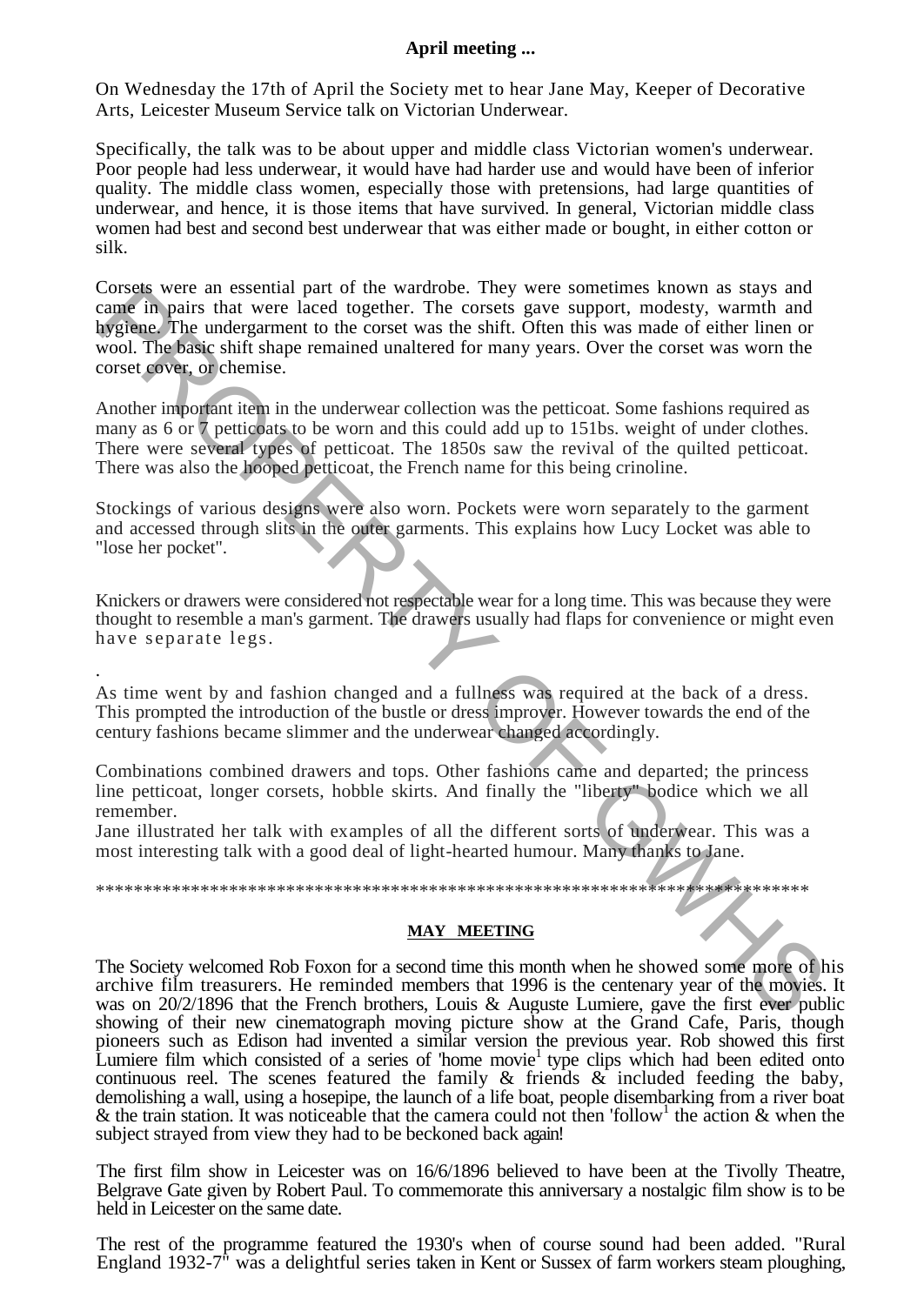**April meeting ...**

On Wednesday the 17th of April the Society met to hear Jane May, Keeper of Decorative Arts, Leicester Museum Service talk on Victorian Underwear.

Specifically, the talk was to be about upper and middle class Victorian women's underwear. Poor people had less underwear, it would have had harder use and would have been of inferior quality. The middle class women, especially those with pretensions, had large quantities of underwear, and hence, it is those items that have survived. In general, Victorian middle class women had best and second best underwear that was either made or bought, in either cotton or silk.

Corsets were an essential part of the wardrobe. They were sometimes known as stays and came in pairs that were laced together. The corsets gave support, modesty, warmth and hygiene. The undergarment to the corset was the shift. Often this was made of either linen or wool. The basic shift shape remained unaltered for many years. Over the corset was worn the corset cover, or chemise.

Another important item in the underwear collection was the petticoat. Some fashions required as many as 6 or 7 petticoats to be worn and this could add up to 151bs. weight of under clothes. There were several types of petticoat. The 1850s saw the revival of the quilted petticoat. There was also the hooped petticoat, the French name for this being crinoline.

Stockings of various designs were also worn. Pockets were worn separately to the garment and accessed through slits in the outer garments. This explains how Lucy Locket was able to "lose her pocket".

Knickers or drawers were considered not respectable wear for a long time. This was because they were thought to resemble a man's garment. The drawers usually had flaps for convenience or might even have separate legs.

.

As time went by and fashion changed and a fullness was required at the back of a dress. This prompted the introduction of the bustle or dress improver. However towards the end of the century fashions became slimmer and the underwear changed accordingly.

Combinations combined drawers and tops. Other fashions came and departed; the princess line petticoat, longer corsets, hobble skirts. And finally the "liberty" bodice which we all remember.
Jane illustrated her talk with examples of all the different sorts of underwear. This was a most interesting talk with a good deal of light-hearted humour. Many thanks to Jane.

\*\*\*\*\*\*\*\*\*\*\*\*\*\*\*\*\*\*\*\*\*\*\*\*\*\*\*\*\*\*\*\*\*\*\*\*\*\*\*\*\*\*\*\*\*\*\*\*\*\*\*\*\*\*\*\*\*\*\*\*\*\*\*\*\*\*\*\*\*\*\*\*\*\*\*\*\*\*

**MAY MEETING**

The Society welcomed Rob Foxon for a second time this month when he showed some more of his archive film treasurers. He reminded members that 1996 is the centenary year of the movies. It was on 20/2/1896 that the French brothers, Louis & Auguste Lumiere, gave the first ever public showing of their new cinematograph moving picture show at the Grand Cafe, Paris, though pioneers such as Edison had invented a similar version the previous year. Rob showed this first Lumiere film which consisted of a series of 'home movie' type clips which had been edited onto continuous reel. The scenes featured the family & friends & included feeding the baby, demolishing a wall, using a hosepipe, the launch of a life boat, people disembarking from a river boat & the train station. It was noticeable that the camera could not then 'follow' the action & when the subject strayed from view they had to be beckoned back again!

The first film show in Leicester was on 16/6/1896 believed to have been at the Tivolly Theatre, Belgrave Gate given by Robert Paul. To commemorate this anniversary a nostalgic film show is to be held in Leicester on the same date.

The rest of the programme featured the 1930's when of course sound had been added. "Rural England 1932-7" was a delightful series taken in Kent or Sussex of farm workers steam ploughing,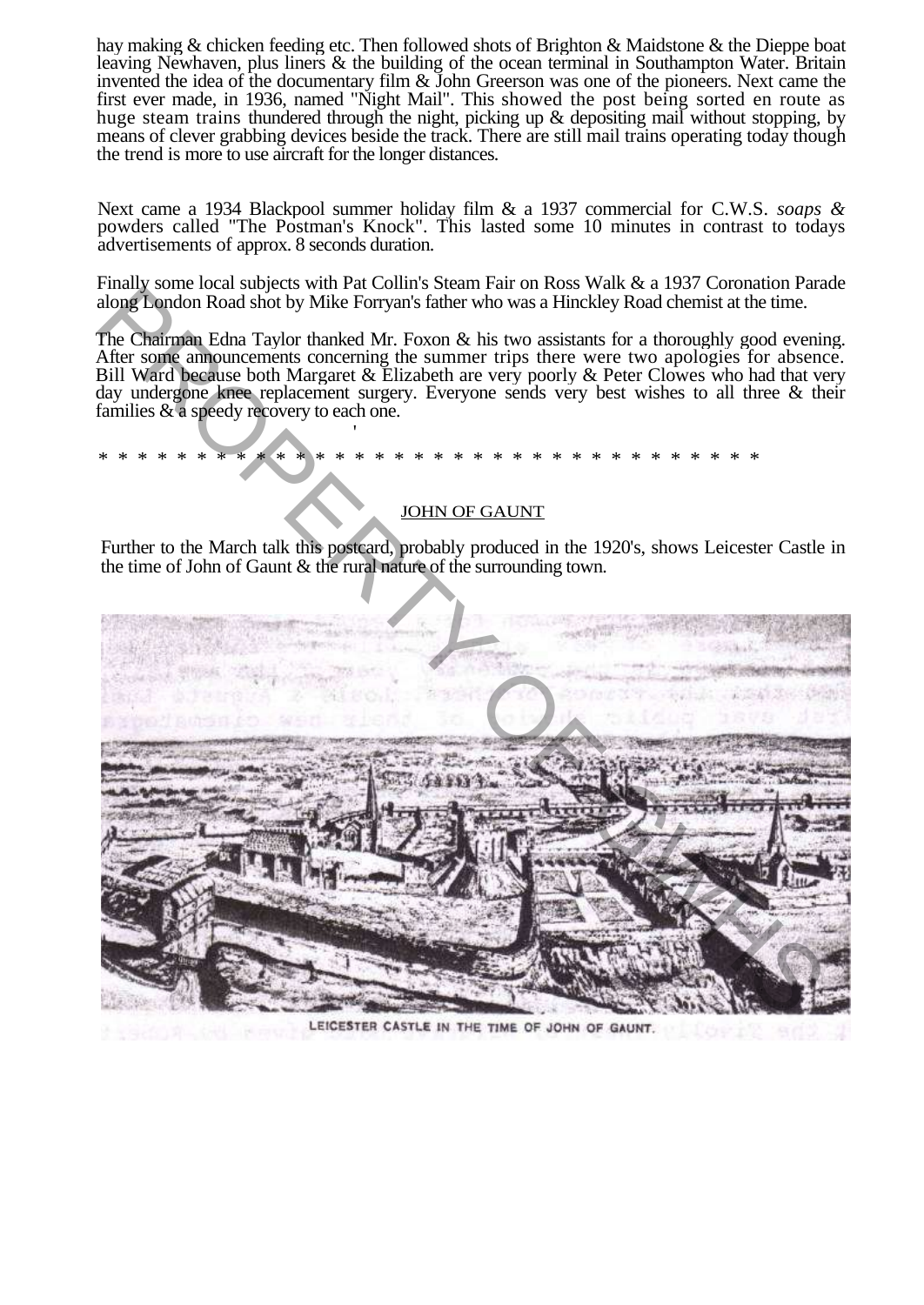hay making & chicken feeding etc. Then followed shots of Brighton & Maidstone & the Dieppe boat leaving Newhaven, plus liners & the building of the ocean terminal in Southampton Water. Britain invented the idea of the documentary film & John Greerson was one of the pioneers. Next came the first ever made, in 1936, named "Night Mail". This showed the post being sorted en route as huge steam trains thundered through the night, picking up & depositing mail without stopping, by means of clever grabbing devices beside the track. There are still mail trains operating today though the trend is more to use aircraft for the longer distances.

Next came a 1934 Blackpool summer holiday film & a 1937 commercial for C.W.S. *soaps &* powders called "The Postman's Knock". This lasted some 10 minutes in contrast to todays advertisements of approx. 8 seconds duration.

Finally some local subjects with Pat Collin's Steam Fair on Ross Walk & a 1937 Coronation Parade along London Road shot by Mike Forryan's father who was a Hinckley Road chemist at the time.

The Chairman Edna Taylor thanked Mr. Foxon & his two assistants for a thoroughly good evening. After some announcements concerning the summer trips there were two apologies for absence. Bill Ward because both Margaret & Elizabeth are very poorly & Peter Clowes who had that very day undergone knee replacement surgery. Everyone sends very best wishes to all three & their families & a speedy recovery to each one.

* * * * * * * * * * * * * * * * * * * * * * * * * * * * * * * * * * * *

## JOHN OF GAUNT

Further to the March talk this postcard, probably produced in the 1920's, shows Leicester Castle in the time of John of Gaunt & the rural nature of the surrounding town.

LEICESTER CASTLE IN THE TIME OF JOHN OF GAUNT.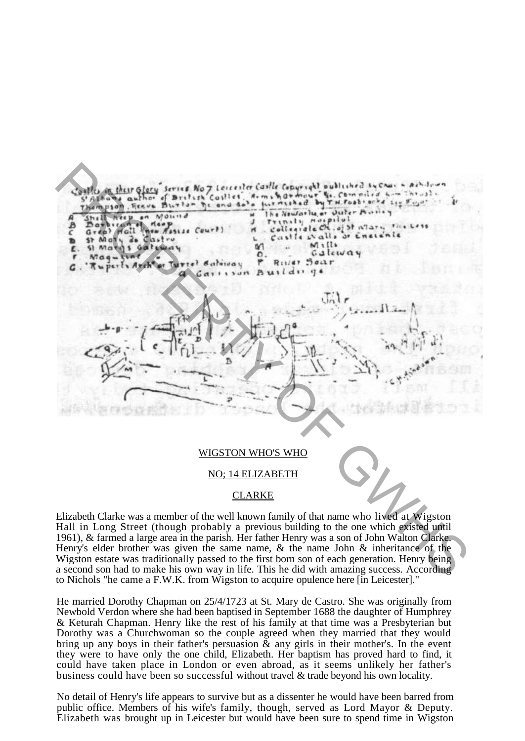"Castles in their Glory" Series No 7 Leicester Castle Copyright published by Chas. n Ashdown St Albans author of British Castles, Arms & Armour &c. Compiled from Throsby Thompson, Reeve Burton &c and data furnished by T.H. Fosbrooke &c

A Shell Keep on Mound
B Barbican of Keep
C Great Hall (now Assize Court)
D St Mary de Castro
E St Marys Gateway
F Magazine
G "Ruperts Arch" or Turret Gateway
H The Newarke or Outer Bailey
J Trinity Hospital
K Collegiate Ch. of St Mary the Less
L Castle Walls or Enceinte
M Mills
O Gateway
P River Soar
Q Garrison Buildings

## WIGSTON WHO'S WHO

## NO; 14 ELIZABETH

## CLARKE

Elizabeth Clarke was a member of the well known family of that name who lived at Wigston Hall in Long Street (though probably a previous building to the one which existed until 1961), & farmed a large area in the parish. Her father Henry was a son of John Walton Clarke. Henry's elder brother was given the same name, & the name John & inheritance of the Wigston estate was traditionally passed to the first born son of each generation. Henry being a second son had to make his own way in life. This he did with amazing success. According to Nichols "he came a F.W.K. from Wigston to acquire opulence here [in Leicester]."

He married Dorothy Chapman on 25/4/1723 at St. Mary de Castro. She was originally from Newbold Verdon where she had been baptised in September 1688 the daughter of Humphrey & Keturah Chapman. Henry like the rest of his family at that time was a Presbyterian but Dorothy was a Churchwoman so the couple agreed when they married that they would bring up any boys in their father's persuasion & any girls in their mother's. In the event they were to have only the one child, Elizabeth. Her baptism has proved hard to find, it could have taken place in London or even abroad, as it seems unlikely her father's business could have been so successful without travel & trade beyond his own locality.

No detail of Henry's life appears to survive but as a dissenter he would have been barred from public office. Members of his wife's family, though, served as Lord Mayor & Deputy. Elizabeth was brought up in Leicester but would have been sure to spend time in Wigston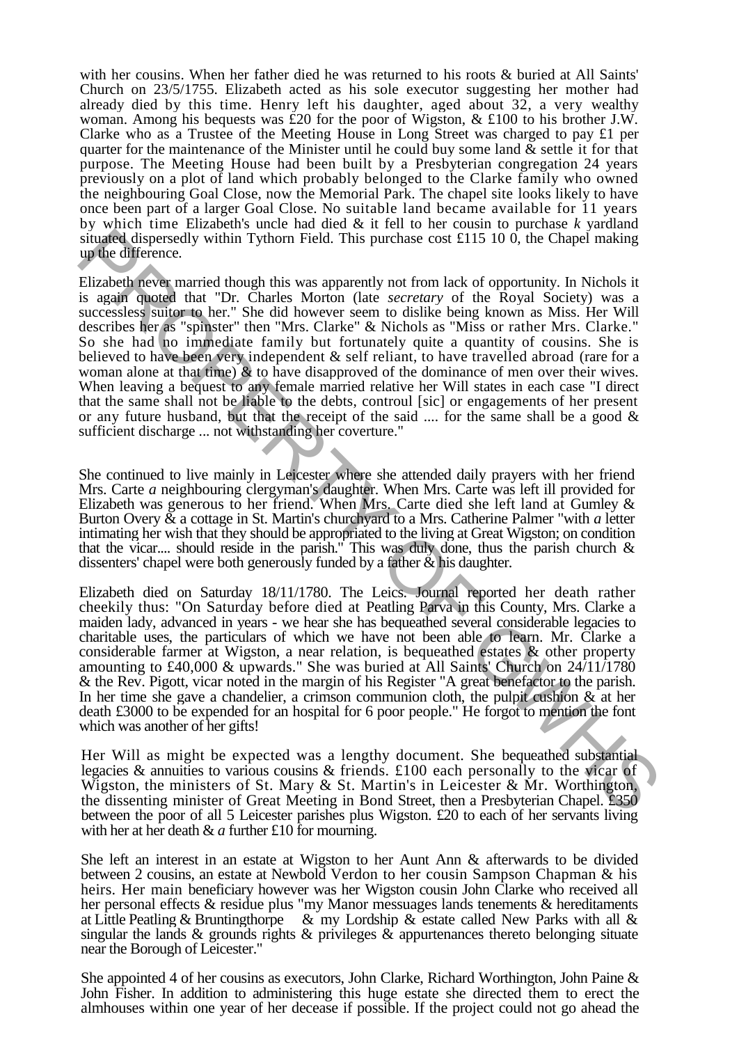with her cousins. When her father died he was returned to his roots & buried at All Saints' Church on 23/5/1755. Elizabeth acted as his sole executor suggesting her mother had already died by this time. Henry left his daughter, aged about 32, a very wealthy woman. Among his bequests was £20 for the poor of Wigston, & £100 to his brother J.W. Clarke who as a Trustee of the Meeting House in Long Street was charged to pay £1 per quarter for the maintenance of the Minister until he could buy some land & settle it for that purpose. The Meeting House had been built by a Presbyterian congregation 24 years previously on a plot of land which probably belonged to the Clarke family who owned the neighbouring Goal Close, now the Memorial Park. The chapel site looks likely to have once been part of a larger Goal Close. No suitable land became available for 11 years by which time Elizabeth's uncle had died & it fell to her cousin to purchase *k* yardland situated dispersedly within Tythorn Field. This purchase cost £115 10 0, the Chapel making up the difference.

Elizabeth never married though this was apparently not from lack of opportunity. In Nichols it is again quoted that "Dr. Charles Morton (late *secretary* of the Royal Society) was a successless suitor to her." She did however seem to dislike being known as Miss. Her Will describes her as "spinster" then "Mrs. Clarke" & Nichols as "Miss or rather Mrs. Clarke." So she had no immediate family but fortunately quite a quantity of cousins. She is believed to have been very independent & self reliant, to have travelled abroad (rare for a woman alone at that time) & to have disapproved of the dominance of men over their wives. When leaving a bequest to any female married relative her Will states in each case "I direct that the same shall not be liable to the debts, controul [sic] or engagements of her present or any future husband, but that the receipt of the said .... for the same shall be a good & sufficient discharge ... not withstanding her coverture."

She continued to live mainly in Leicester where she attended daily prayers with her friend Mrs. Carte *a* neighbouring clergyman's daughter. When Mrs. Carte was left ill provided for Elizabeth was generous to her friend. When Mrs. Carte died she left land at Gumley & Burton Overy & a cottage in St. Martin's churchyard to a Mrs. Catherine Palmer "with *a* letter intimating her wish that they should be appropriated to the living at Great Wigston; on condition that the vicar.... should reside in the parish." This was duly done, thus the parish church & dissenters' chapel were both generously funded by a father & his daughter.

Elizabeth died on Saturday 18/11/1780. The Leics. Journal reported her death rather cheekily thus: "On Saturday before died at Peatling Parva in this County, Mrs. Clarke a maiden lady, advanced in years - we hear she has bequeathed several considerable legacies to charitable uses, the particulars of which we have not been able to learn. Mr. Clarke a considerable farmer at Wigston, a near relation, is bequeathed estates & other property amounting to £40,000 & upwards." She was buried at All Saints' Church on 24/11/1780 & the Rev. Pigott, vicar noted in the margin of his Register "A great benefactor to the parish. In her time she gave a chandelier, a crimson communion cloth, the pulpit cushion & at her death £3000 to be expended for an hospital for 6 poor people." He forgot to mention the font which was another of her gifts!

Her Will as might be expected was a lengthy document. She bequeathed substantial legacies & annuities to various cousins & friends. £100 each personally to the vicar of Wigston, the ministers of St. Mary & St. Martin's in Leicester & Mr. Worthington, the dissenting minister of Great Meeting in Bond Street, then a Presbyterian Chapel. £350 between the poor of all 5 Leicester parishes plus Wigston. £20 to each of her servants living with her at her death & *a* further £10 for mourning.

She left an interest in an estate at Wigston to her Aunt Ann & afterwards to be divided between 2 cousins, an estate at Newbold Verdon to her cousin Sampson Chapman & his heirs. Her main beneficiary however was her Wigston cousin John Clarke who received all her personal effects & residue plus "my Manor messuages lands tenements & hereditaments at Little Peatling & Bruntingthorpe & my Lordship & estate called New Parks with all & singular the lands & grounds rights & privileges & appurtenances thereto belonging situate near the Borough of Leicester."

She appointed 4 of her cousins as executors, John Clarke, Richard Worthington, John Paine & John Fisher. In addition to administering this huge estate she directed them to erect the almhouses within one year of her decease if possible. If the project could not go ahead the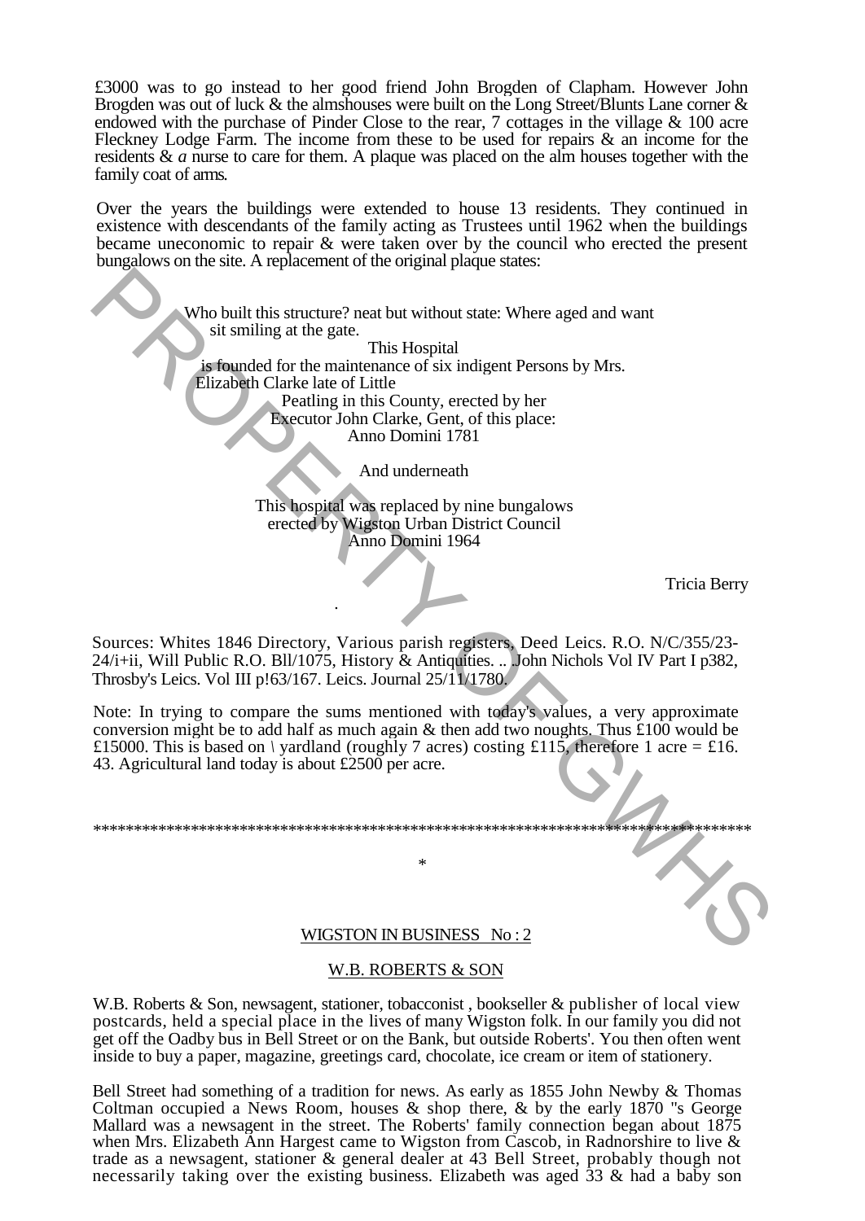£3000 was to go instead to her good friend John Brogden of Clapham. However John Brogden was out of luck & the almshouses were built on the Long Street/Blunts Lane corner & endowed with the purchase of Pinder Close to the rear, 7 cottages in the village & 100 acre Fleckney Lodge Farm. The income from these to be used for repairs & an income for the residents & *a* nurse to care for them. A plaque was placed on the alm houses together with the family coat of arms.

Over the years the buildings were extended to house 13 residents. They continued in existence with descendants of the family acting as Trustees until 1962 when the buildings became uneconomic to repair & were taken over by the council who erected the present bungalows on the site. A replacement of the original plaque states:

> Who built this structure? neat but without state: Where aged and want sit smiling at the gate.
>
> This Hospital
>
> is founded for the maintenance of six indigent Persons by Mrs. Elizabeth Clarke late of Little Peatling in this County, erected by her Executor John Clarke, Gent, of this place:
>
> Anno Domini 1781
>
> And underneath
>
> This hospital was replaced by nine bungalows erected by Wigston Urban District Council
>
> Anno Domini 1964

Tricia Berry

Sources: Whites 1846 Directory, Various parish registers, Deed Leics. R.O. N/C/355/23-24/i+ii, Will Public R.O. Bll/1075, History & Antiquities. .. John Nichols Vol IV Part I p382, Throsby's Leics. Vol III p!63/167. Leics. Journal 25/11/1780.

Note: In trying to compare the sums mentioned with today's values, a very approximate conversion might be to add half as much again & then add two noughts. Thus £100 would be £15000. This is based on \ yardland (roughly 7 acres) costing £115, therefore 1 acre = £16. 43. Agricultural land today is about £2500 per acre.

*********************************************************************************

*

## WIGSTON IN BUSINESS No : 2

### W.B. ROBERTS & SON

W.B. Roberts & Son, newsagent, stationer, tobacconist , bookseller & publisher of local view postcards, held a special place in the lives of many Wigston folk. In our family you did not get off the Oadby bus in Bell Street or on the Bank, but outside Roberts'. You then often went inside to buy a paper, magazine, greetings card, chocolate, ice cream or item of stationery.

Bell Street had something of a tradition for news. As early as 1855 John Newby & Thomas Coltman occupied a News Room, houses & shop there, & by the early 1870 "s George Mallard was a newsagent in the street. The Roberts' family connection began about 1875 when Mrs. Elizabeth Ann Hargest came to Wigston from Cascob, in Radnorshire to live & trade as a newsagent, stationer & general dealer at 43 Bell Street, probably though not necessarily taking over the existing business. Elizabeth was aged 33 & had a baby son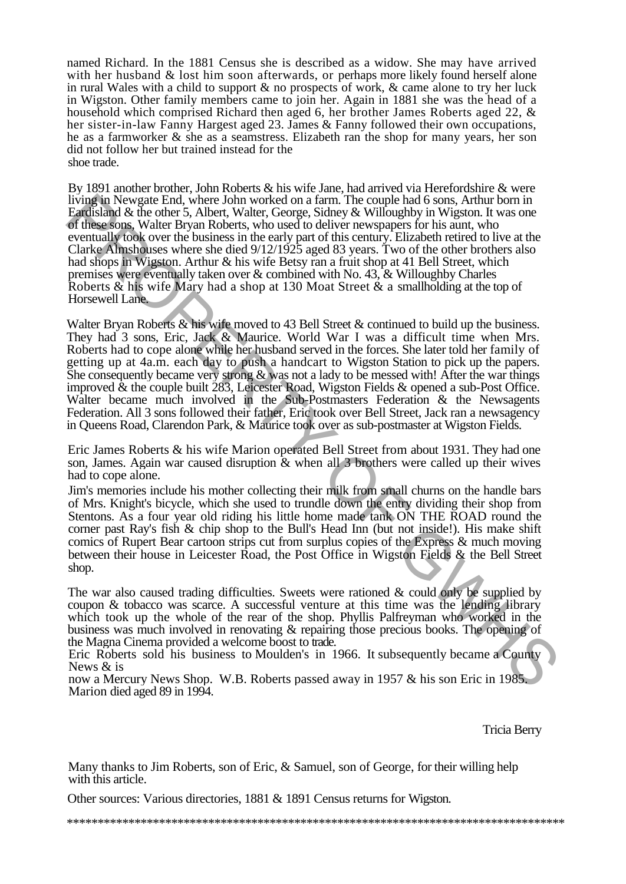named Richard. In the 1881 Census she is described as a widow. She may have arrived with her husband & lost him soon afterwards, or perhaps more likely found herself alone in rural Wales with a child to support & no prospects of work, & came alone to try her luck in Wigston. Other family members came to join her. Again in 1881 she was the head of a household which comprised Richard then aged 6, her brother James Roberts aged 22, & her sister-in-law Fanny Hargest aged 23. James & Fanny followed their own occupations, he as a farmworker & she as a seamstress. Elizabeth ran the shop for many years, her son did not follow her but trained instead for the shoe trade.

By 1891 another brother, John Roberts & his wife Jane, had arrived via Herefordshire & were living in Newgate End, where John worked on a farm. The couple had 6 sons, Arthur born in Eardisland & the other 5, Albert, Walter, George, Sidney & Willoughby in Wigston. It was one of these sons, Walter Bryan Roberts, who used to deliver newspapers for his aunt, who eventually took over the business in the early part of this century. Elizabeth retired to live at the Clarke Almshouses where she died 9/12/1925 aged 83 years. Two of the other brothers also had shops in Wigston. Arthur & his wife Betsy ran a fruit shop at 41 Bell Street, which premises were eventually taken over & combined with No. 43, & Willoughby Charles Roberts & his wife Mary had a shop at 130 Moat Street & a smallholding at the top of Horsewell Lane.

Walter Bryan Roberts & his wife moved to 43 Bell Street & continued to build up the business. They had 3 sons, Eric, Jack & Maurice. World War I was a difficult time when Mrs. Roberts had to cope alone while her husband served in the forces. She later told her family of getting up at 4a.m. each day to push a handcart to Wigston Station to pick up the papers. She consequently became very strong & was not a lady to be messed with! After the war things improved & the couple built 283, Leicester Road, Wigston Fields & opened a sub-Post Office. Walter became much involved in the Sub-Postmasters Federation & the Newsagents Federation. All 3 sons followed their father, Eric took over Bell Street, Jack ran a newsagency in Queens Road, Clarendon Park, & Maurice took over as sub-postmaster at Wigston Fields.

Eric James Roberts & his wife Marion operated Bell Street from about 1931. They had one son, James. Again war caused disruption & when all 3 brothers were called up their wives had to cope alone.

Jim's memories include his mother collecting their milk from small churns on the handle bars of Mrs. Knight's bicycle, which she used to trundle down the entry dividing their shop from Stentons. As a four year old riding his little home made tank ON THE ROAD round the corner past Ray's fish & chip shop to the Bull's Head Inn (but not inside!). His make shift comics of Rupert Bear cartoon strips cut from surplus copies of the Express & much moving between their house in Leicester Road, the Post Office in Wigston Fields & the Bell Street shop.

The war also caused trading difficulties. Sweets were rationed & could only be supplied by coupon & tobacco was scarce. A successful venture at this time was the lending library which took up the whole of the rear of the shop. Phyllis Palfreyman who worked in the business was much involved in renovating & repairing those precious books. The opening of the Magna Cinema provided a welcome boost to trade.

Eric Roberts sold his business to Moulden's in 1966. It subsequently became a County News & is now a Mercury News Shop. W.B. Roberts passed away in 1957 & his son Eric in 1985. Marion died aged 89 in 1994.

Tricia Berry

Many thanks to Jim Roberts, son of Eric, & Samuel, son of George, for their willing help with this article.

Other sources: Various directories, 1881 & 1891 Census returns for Wigston.

\*\*\*\*\*\*\*\*\*\*\*\*\*\*\*\*\*\*\*\*\*\*\*\*\*\*\*\*\*\*\*\*\*\*\*\*\*\*\*\*\*\*\*\*\*\*\*\*\*\*\*\*\*\*\*\*\*\*\*\*\*\*\*\*\*\*\*\*\*\*\*\*\*\*\*\*\*\*\*\*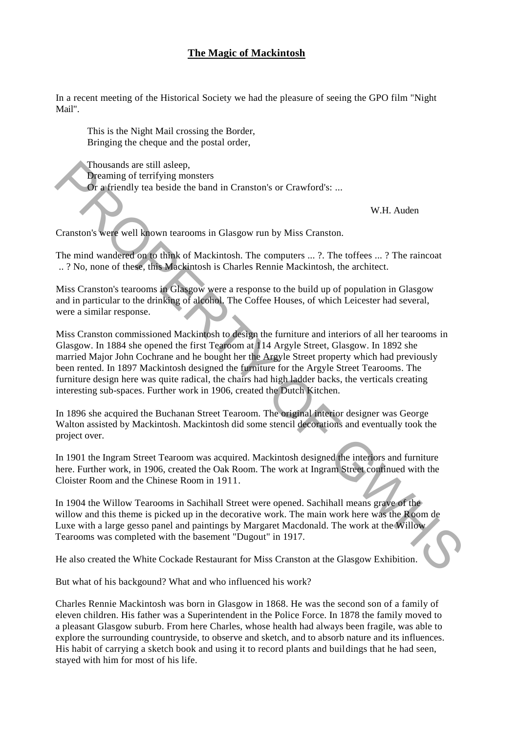## The Magic of Mackintosh

In a recent meeting of the Historical Society we had the pleasure of seeing the GPO film "Night Mail".

> This is the Night Mail crossing the Border,
> Bringing the cheque and the postal order,
>
> Thousands are still asleep,
> Dreaming of terrifying monsters
> Or a friendly tea beside the band in Cranston's or Crawford's: ...
>
> W.H. Auden

Cranston's were well known tearooms in Glasgow run by Miss Cranston.

The mind wandered on to think of Mackintosh. The computers ... ?. The toffees ... ? The raincoat .. ? No, none of these, this Mackintosh is Charles Rennie Mackintosh, the architect.

Miss Cranston's tearooms in Glasgow were a response to the build up of population in Glasgow and in particular to the drinking of alcohol. The Coffee Houses, of which Leicester had several, were a similar response.

Miss Cranston commissioned Mackintosh to design the furniture and interiors of all her tearooms in Glasgow. In 1884 she opened the first Tearoom at 114 Argyle Street, Glasgow. In 1892 she married Major John Cochrane and he bought her the Argyle Street property which had previously been rented. In 1897 Mackintosh designed the furniture for the Argyle Street Tearooms. The furniture design here was quite radical, the chairs had high ladder backs, the verticals creating interesting sub-spaces. Further work in 1906, created the Dutch Kitchen.

In 1896 she acquired the Buchanan Street Tearoom. The original interior designer was George Walton assisted by Mackintosh. Mackintosh did some stencil decorations and eventually took the project over.

In 1901 the Ingram Street Tearoom was acquired. Mackintosh designed the interiors and furniture here. Further work, in 1906, created the Oak Room. The work at Ingram Street continued with the Cloister Room and the Chinese Room in 1911.

In 1904 the Willow Tearooms in Sachihall Street were opened. Sachihall means grave of the willow and this theme is picked up in the decorative work. The main work here was the Room de Luxe with a large gesso panel and paintings by Margaret Macdonald. The work at the Willow Tearooms was completed with the basement "Dugout" in 1917.

He also created the White Cockade Restaurant for Miss Cranston at the Glasgow Exhibition.

But what of his backgound? What and who influenced his work?

Charles Rennie Mackintosh was born in Glasgow in 1868. He was the second son of a family of eleven children. His father was a Superintendent in the Police Force. In 1878 the family moved to a pleasant Glasgow suburb. From here Charles, whose health had always been fragile, was able to explore the surrounding countryside, to observe and sketch, and to absorb nature and its influences. His habit of carrying a sketch book and using it to record plants and buildings that he had seen, stayed with him for most of his life.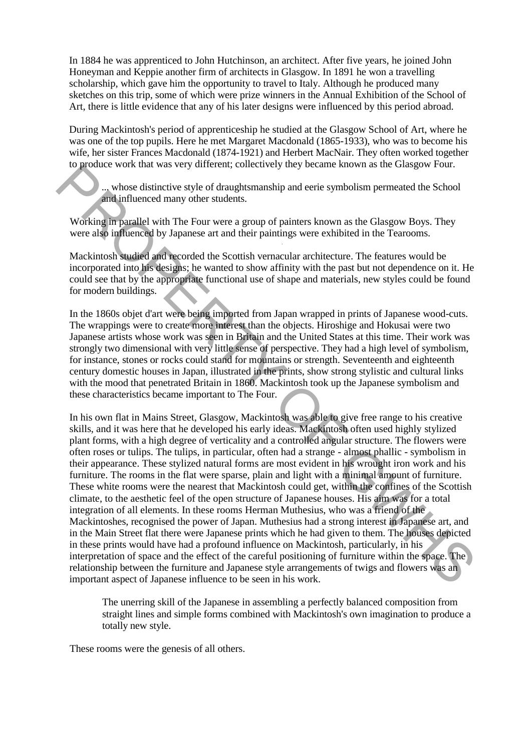In 1884 he was apprenticed to John Hutchinson, an architect. After five years, he joined John Honeyman and Keppie another firm of architects in Glasgow. In 1891 he won a travelling scholarship, which gave him the opportunity to travel to Italy. Although he produced many sketches on this trip, some of which were prize winners in the Annual Exhibition of the School of Art, there is little evidence that any of his later designs were influenced by this period abroad.

During Mackintosh's period of apprenticeship he studied at the Glasgow School of Art, where he was one of the top pupils. Here he met Margaret Macdonald (1865-1933), who was to become his wife, her sister Frances Macdonald (1874-1921) and Herbert MacNair. They often worked together to produce work that was very different; collectively they became known as the Glasgow Four.

> ... whose distinctive style of draughtsmanship and eerie symbolism permeated the School and influenced many other students.

Working in parallel with The Four were a group of painters known as the Glasgow Boys. They were also influenced by Japanese art and their paintings were exhibited in the Tearooms.

Mackintosh studied and recorded the Scottish vernacular architecture. The features would be incorporated into his designs; he wanted to show affinity with the past but not dependence on it. He could see that by the appropriate functional use of shape and materials, new styles could be found for modern buildings.

In the 1860s objet d'art were being imported from Japan wrapped in prints of Japanese wood-cuts. The wrappings were to create more interest than the objects. Hiroshige and Hokusai were two Japanese artists whose work was seen in Britain and the United States at this time. Their work was strongly two dimensional with very little sense of perspective. They had a high level of symbolism, for instance, stones or rocks could stand for mountains or strength. Seventeenth and eighteenth century domestic houses in Japan, illustrated in the prints, show strong stylistic and cultural links with the mood that penetrated Britain in 1860. Mackintosh took up the Japanese symbolism and these characteristics became important to The Four.

In his own flat in Mains Street, Glasgow, Mackintosh was able to give free range to his creative skills, and it was here that he developed his early ideas. Mackintosh often used highly stylized plant forms, with a high degree of verticality and a controlled angular structure. The flowers were often roses or tulips. The tulips, in particular, often had a strange - almost phallic - symbolism in their appearance. These stylized natural forms are most evident in his wrought iron work and his furniture. The rooms in the flat were sparse, plain and light with a minimal amount of furniture. These white rooms were the nearest that Mackintosh could get, within the confines of the Scottish climate, to the aesthetic feel of the open structure of Japanese houses. His aim was for a total integration of all elements. In these rooms Herman Muthesius, who was a friend of the Mackintoshes, recognised the power of Japan. Muthesius had a strong interest in Japanese art, and in the Main Street flat there were Japanese prints which he had given to them. The houses depicted in these prints would have had a profound influence on Mackintosh, particularly, in his interpretation of space and the effect of the careful positioning of furniture within the space. The relationship between the furniture and Japanese style arrangements of twigs and flowers was an important aspect of Japanese influence to be seen in his work.

> The unerring skill of the Japanese in assembling a perfectly balanced composition from straight lines and simple forms combined with Mackintosh's own imagination to produce a totally new style.

These rooms were the genesis of all others.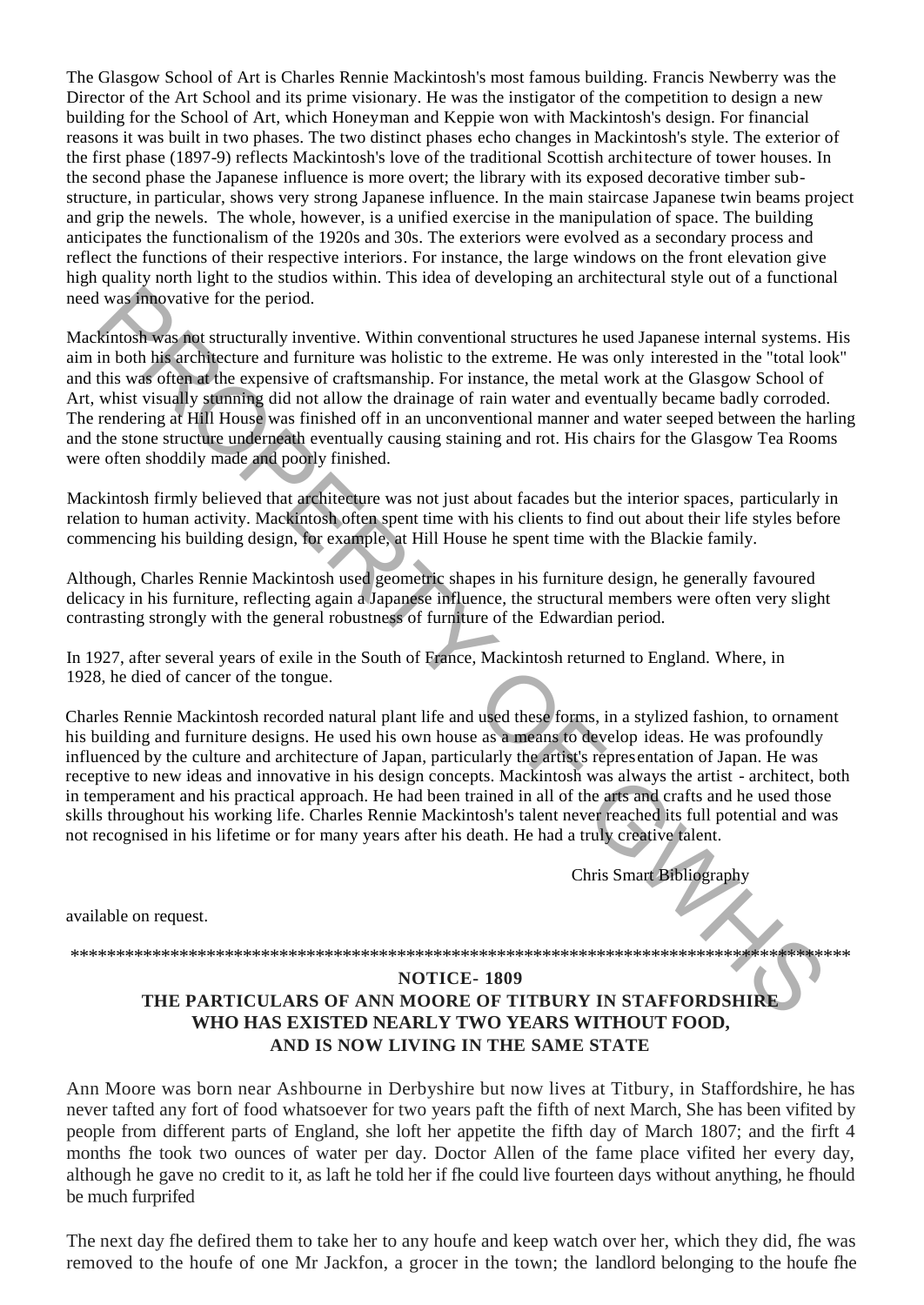The Glasgow School of Art is Charles Rennie Mackintosh's most famous building. Francis Newberry was the Director of the Art School and its prime visionary. He was the instigator of the competition to design a new building for the School of Art, which Honeyman and Keppie won with Mackintosh's design. For financial reasons it was built in two phases. The two distinct phases echo changes in Mackintosh's style. The exterior of the first phase (1897-9) reflects Mackintosh's love of the traditional Scottish architecture of tower houses. In the second phase the Japanese influence is more overt; the library with its exposed decorative timber sub-structure, in particular, shows very strong Japanese influence. In the main staircase Japanese twin beams project and grip the newels. The whole, however, is a unified exercise in the manipulation of space. The building anticipates the functionalism of the 1920s and 30s. The exteriors were evolved as a secondary process and reflect the functions of their respective interiors. For instance, the large windows on the front elevation give high quality north light to the studios within. This idea of developing an architectural style out of a functional need was innovative for the period.

Mackintosh was not structurally inventive. Within conventional structures he used Japanese internal systems. His aim in both his architecture and furniture was holistic to the extreme. He was only interested in the "total look" and this was often at the expensive of craftsmanship. For instance, the metal work at the Glasgow School of Art, whist visually stunning did not allow the drainage of rain water and eventually became badly corroded. The rendering at Hill House was finished off in an unconventional manner and water seeped between the harling and the stone structure underneath eventually causing staining and rot. His chairs for the Glasgow Tea Rooms were often shoddily made and poorly finished.

Mackintosh firmly believed that architecture was not just about facades but the interior spaces, particularly in relation to human activity. Mackintosh often spent time with his clients to find out about their life styles before commencing his building design, for example, at Hill House he spent time with the Blackie family.

Although, Charles Rennie Mackintosh used geometric shapes in his furniture design, he generally favoured delicacy in his furniture, reflecting again a Japanese influence, the structural members were often very slight contrasting strongly with the general robustness of furniture of the Edwardian period.

In 1927, after several years of exile in the South of France, Mackintosh returned to England. Where, in 1928, he died of cancer of the tongue.

Charles Rennie Mackintosh recorded natural plant life and used these forms, in a stylized fashion, to ornament his building and furniture designs. He used his own house as a means to develop ideas. He was profoundly influenced by the culture and architecture of Japan, particularly the artist's representation of Japan. He was receptive to new ideas and innovative in his design concepts. Mackintosh was always the artist - architect, both in temperament and his practical approach. He had been trained in all of the arts and crafts and he used those skills throughout his working life. Charles Rennie Mackintosh's talent never reached its full potential and was not recognised in his lifetime or for many years after his death. He had a truly creative talent.

Chris Smart Bibliography

available on request.

*****************************************************************************************

**NOTICE- 1809**

**THE PARTICULARS OF ANN MOORE OF TITBURY IN STAFFORDSHIRE WHO HAS EXISTED NEARLY TWO YEARS WITHOUT FOOD, AND IS NOW LIVING IN THE SAME STATE**

Ann Moore was born near Ashbourne in Derbyshire but now lives at Titbury, in Staffordshire, he has never tafted any fort of food whatsoever for two years paft the fifth of next March, She has been vifited by people from different parts of England, she loft her appetite the fifth day of March 1807; and the firft 4 months fhe took two ounces of water per day. Doctor Allen of the fame place vifited her every day, although he gave no credit to it, as laft he told her if fhe could live fourteen days without anything, he fhould be much furprifed

The next day fhe defired them to take her to any houfe and keep watch over her, which they did, fhe was removed to the houfe of one Mr Jackfon, a grocer in the town; the landlord belonging to the houfe fhe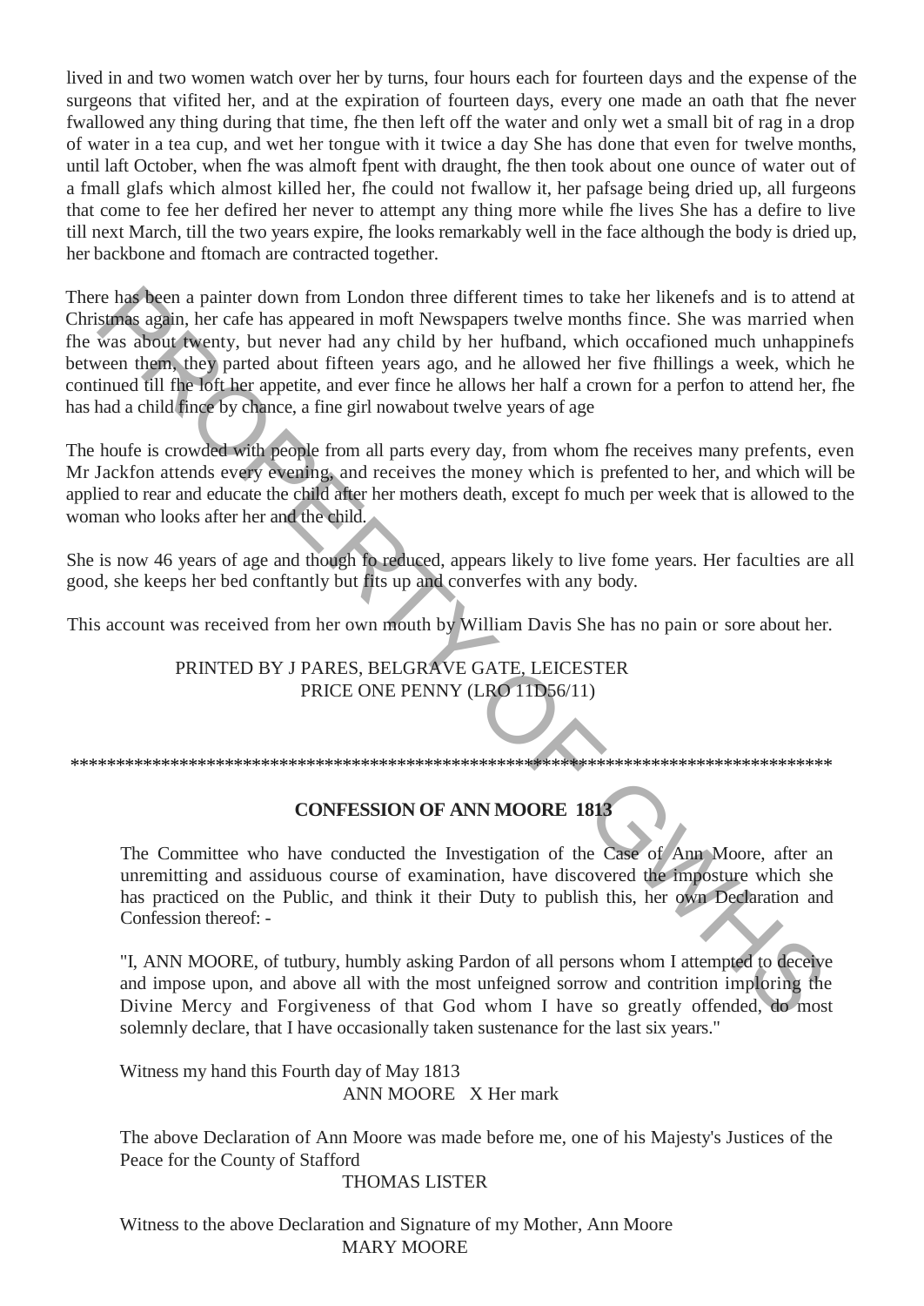lived in and two women watch over her by turns, four hours each for fourteen days and the expense of the surgeons that vifited her, and at the expiration of fourteen days, every one made an oath that fhe never fwallowed any thing during that time, fhe then left off the water and only wet a small bit of rag in a drop of water in a tea cup, and wet her tongue with it twice a day She has done that even for twelve months, until laft October, when fhe was almoft fpent with draught, fhe then took about one ounce of water out of a fmall glafs which almost killed her, fhe could not fwallow it, her pafsage being dried up, all furgeons that come to fee her defired her never to attempt any thing more while fhe lives She has a defire to live till next March, till the two years expire, fhe looks remarkably well in the face although the body is dried up, her backbone and ftomach are contracted together.

There has been a painter down from London three different times to take her likenefs and is to attend at Christmas again, her cafe has appeared in moft Newspapers twelve months fince. She was married when fhe was about twenty, but never had any child by her hufband, which occafioned much unhappinefs between them, they parted about fifteen years ago, and he allowed her five fhillings a week, which he continued till fhe loft her appetite, and ever fince he allows her half a crown for a perfon to attend her, fhe has had a child fince by chance, a fine girl nowabout twelve years of age

The houfe is crowded with people from all parts every day, from whom fhe receives many prefents, even Mr Jackfon attends every evening, and receives the money which is prefented to her, and which will be applied to rear and educate the child after her mothers death, except fo much per week that is allowed to the woman who looks after her and the child.

She is now 46 years of age and though fo reduced, appears likely to live fome years. Her faculties are all good, she keeps her bed conftantly but fits up and converfes with any body.

This account was received from her own mouth by William Davis She has no pain or sore about her.

PRINTED BY J PARES, BELGRAVE GATE, LEICESTER
PRICE ONE PENNY (LRO 11D56/11)

******************************************************************************************

**CONFESSION OF ANN MOORE 1813**

The Committee who have conducted the Investigation of the Case of Ann Moore, after an unremitting and assiduous course of examination, have discovered the imposture which she has practiced on the Public, and think it their Duty to publish this, her own Declaration and Confession thereof: -

"I, ANN MOORE, of tutbury, humbly asking Pardon of all persons whom I attempted to deceive and impose upon, and above all with the most unfeigned sorrow and contrition imploring the Divine Mercy and Forgiveness of that God whom I have so greatly offended, do most solemnly declare, that I have occasionally taken sustenance for the last six years."

Witness my hand this Fourth day of May 1813
ANN MOORE X Her mark

The above Declaration of Ann Moore was made before me, one of his Majesty's Justices of the Peace for the County of Stafford
THOMAS LISTER

Witness to the above Declaration and Signature of my Mother, Ann Moore
MARY MOORE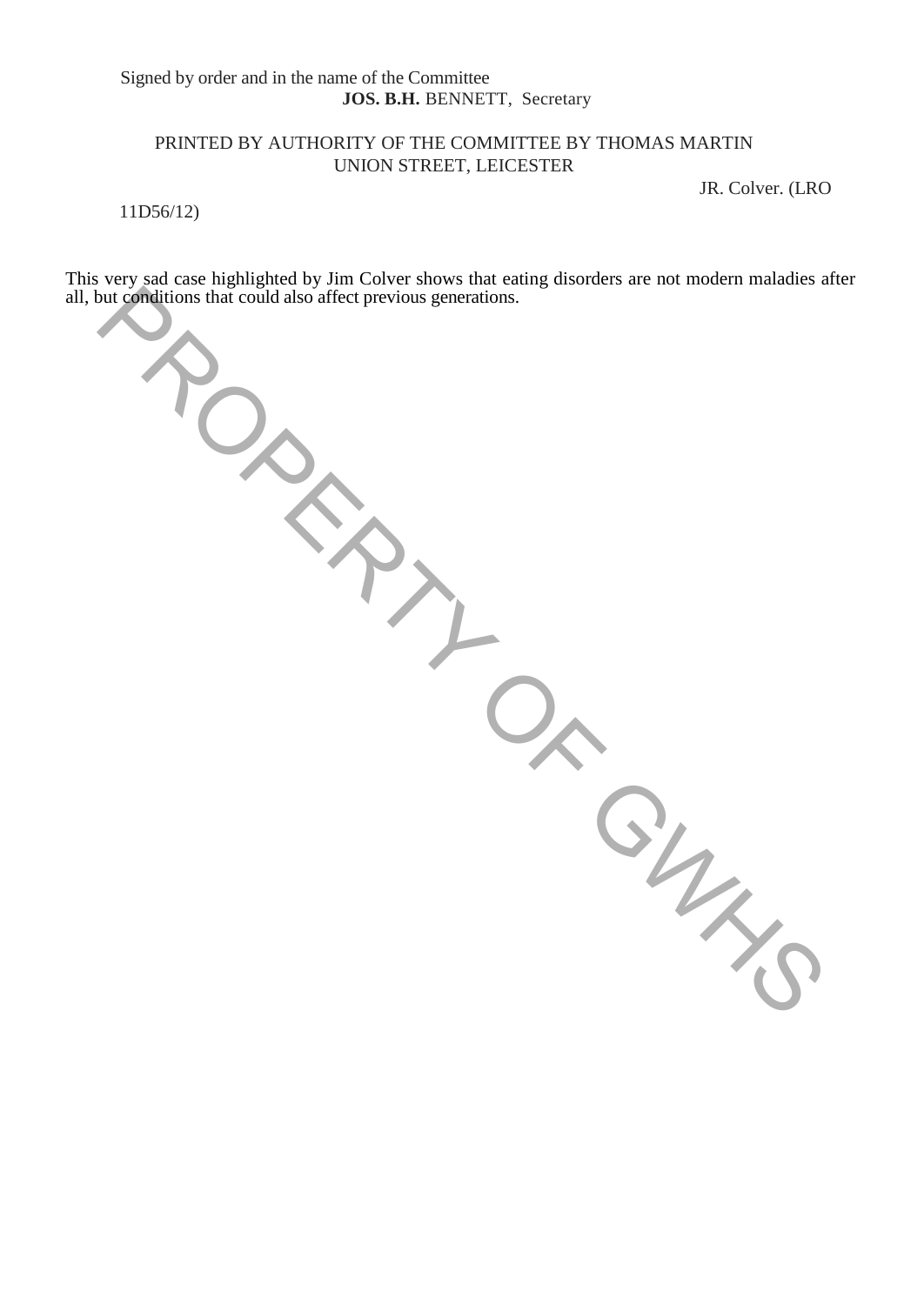Signed by order and in the name of the Committee
**JOS. B.H.** BENNETT, Secretary

PRINTED BY AUTHORITY OF THE COMMITTEE BY THOMAS MARTIN
UNION STREET, LEICESTER

JR. Colver. (LRO 11D56/12)

This very sad case highlighted by Jim Colver shows that eating disorders are not modern maladies after all, but conditions that could also affect previous generations.